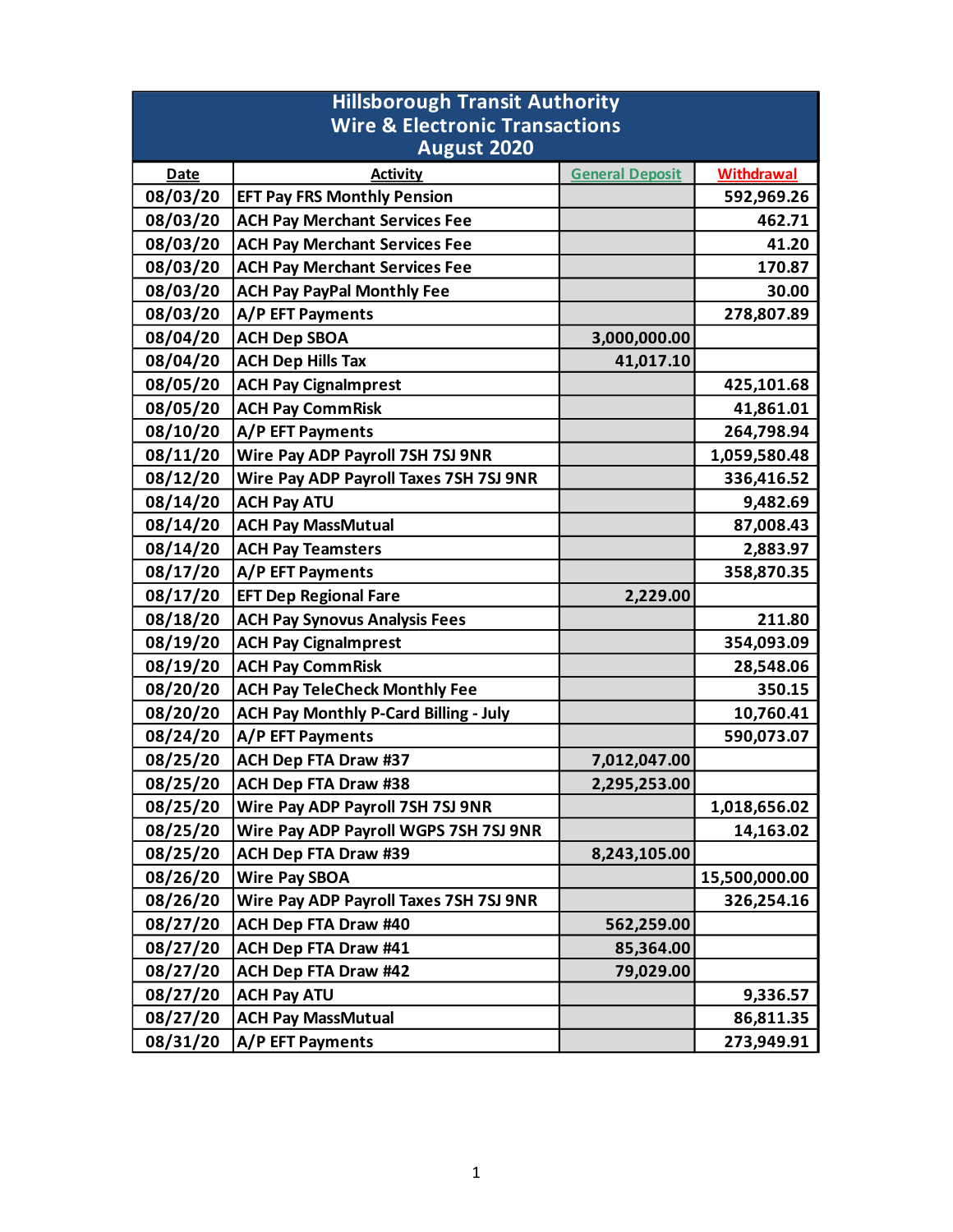# Hillsborough Transit Authority
## Wire & Electronic Transactions
## August 2020

| Date | Activity | General Deposit | Withdrawal |
|---|---|---|---|
| 08/03/20 | EFT Pay FRS Monthly Pension | | 592,969.26 |
| 08/03/20 | ACH Pay Merchant Services Fee | | 462.71 |
| 08/03/20 | ACH Pay Merchant Services Fee | | 41.20 |
| 08/03/20 | ACH Pay Merchant Services Fee | | 170.87 |
| 08/03/20 | ACH Pay PayPal Monthly Fee | | 30.00 |
| 08/03/20 | A/P EFT Payments | | 278,807.89 |
| 08/04/20 | ACH Dep SBOA | 3,000,000.00 | |
| 08/04/20 | ACH Dep Hills Tax | 41,017.10 | |
| 08/05/20 | ACH Pay CignaImprest | | 425,101.68 |
| 08/05/20 | ACH Pay CommRisk | | 41,861.01 |
| 08/10/20 | A/P EFT Payments | | 264,798.94 |
| 08/11/20 | Wire Pay ADP Payroll 7SH 7SJ 9NR | | 1,059,580.48 |
| 08/12/20 | Wire Pay ADP Payroll Taxes 7SH 7SJ 9NR | | 336,416.52 |
| 08/14/20 | ACH Pay ATU | | 9,482.69 |
| 08/14/20 | ACH Pay MassMutual | | 87,008.43 |
| 08/14/20 | ACH Pay Teamsters | | 2,883.97 |
| 08/17/20 | A/P EFT Payments | | 358,870.35 |
| 08/17/20 | EFT Dep Regional Fare | 2,229.00 | |
| 08/18/20 | ACH Pay Synovus Analysis Fees | | 211.80 |
| 08/19/20 | ACH Pay CignaImprest | | 354,093.09 |
| 08/19/20 | ACH Pay CommRisk | | 28,548.06 |
| 08/20/20 | ACH Pay TeleCheck Monthly Fee | | 350.15 |
| 08/20/20 | ACH Pay Monthly P-Card Billing - July | | 10,760.41 |
| 08/24/20 | A/P EFT Payments | | 590,073.07 |
| 08/25/20 | ACH Dep FTA Draw #37 | 7,012,047.00 | |
| 08/25/20 | ACH Dep FTA Draw #38 | 2,295,253.00 | |
| 08/25/20 | Wire Pay ADP Payroll 7SH 7SJ 9NR | | 1,018,656.02 |
| 08/25/20 | Wire Pay ADP Payroll WGPS 7SH 7SJ 9NR | | 14,163.02 |
| 08/25/20 | ACH Dep FTA Draw #39 | 8,243,105.00 | |
| 08/26/20 | Wire Pay SBOA | | 15,500,000.00 |
| 08/26/20 | Wire Pay ADP Payroll Taxes 7SH 7SJ 9NR | | 326,254.16 |
| 08/27/20 | ACH Dep FTA Draw #40 | 562,259.00 | |
| 08/27/20 | ACH Dep FTA Draw #41 | 85,364.00 | |
| 08/27/20 | ACH Dep FTA Draw #42 | 79,029.00 | |
| 08/27/20 | ACH Pay ATU | | 9,336.57 |
| 08/27/20 | ACH Pay MassMutual | | 86,811.35 |
| 08/31/20 | A/P EFT Payments | | 273,949.91 |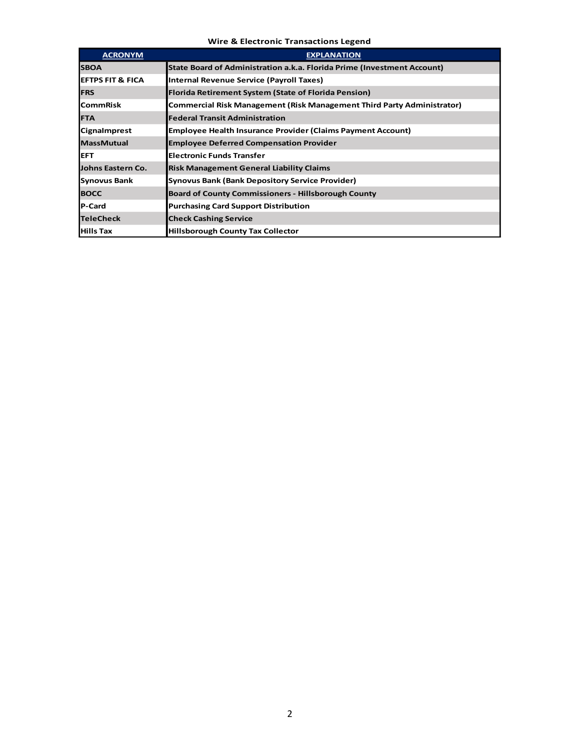**Wire & Electronic Transactions Legend**

| ACRONYM | EXPLANATION |
|---|---|
| SBOA | State Board of Administration a.k.a. Florida Prime (Investment Account) |
| EFTPS FIT & FICA | Internal Revenue Service (Payroll Taxes) |
| FRS | Florida Retirement System (State of Florida Pension) |
| CommRisk | Commercial Risk Management (Risk Management Third Party Administrator) |
| FTA | Federal Transit Administration |
| CignaImprest | Employee Health Insurance Provider (Claims Payment Account) |
| MassMutual | Employee Deferred Compensation Provider |
| EFT | Electronic Funds Transfer |
| Johns Eastern Co. | Risk Management General Liability Claims |
| Synovus Bank | Synovus Bank (Bank Depository Service Provider) |
| BOCC | Board of County Commissioners - Hillsborough County |
| P-Card | Purchasing Card Support Distribution |
| TeleCheck | Check Cashing Service |
| Hills Tax | Hillsborough County Tax Collector |